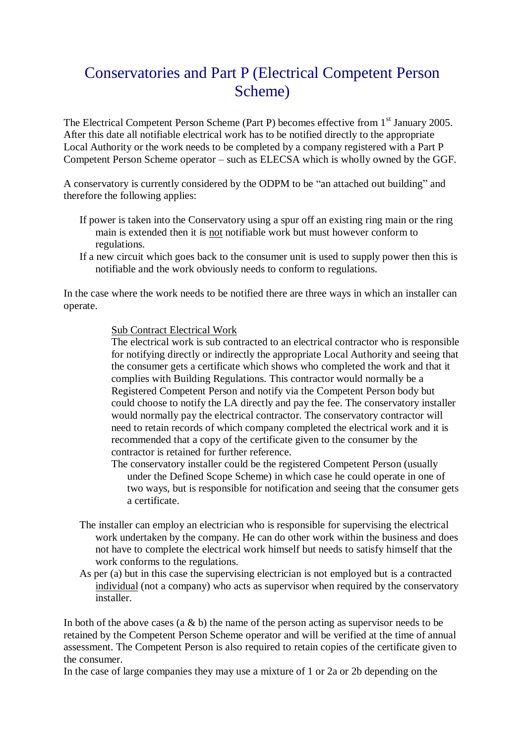# Conservatories and Part P (Electrical Competent Person Scheme)

The Electrical Competent Person Scheme (Part P) becomes effective from 1st January 2005. After this date all notifiable electrical work has to be notified directly to the appropriate Local Authority or the work needs to be completed by a company registered with a Part P Competent Person Scheme operator – such as ELECSA which is wholly owned by the GGF.

A conservatory is currently considered by the ODPM to be "an attached out building" and therefore the following applies:

- If power is taken into the Conservatory using a spur off an existing ring main or the ring main is extended then it is not notifiable work but must however conform to regulations.
- If a new circuit which goes back to the consumer unit is used to supply power then this is notifiable and the work obviously needs to conform to regulations.

In the case where the work needs to be notified there are three ways in which an installer can operate.

Sub Contract Electrical Work

The electrical work is sub contracted to an electrical contractor who is responsible for notifying directly or indirectly the appropriate Local Authority and seeing that the consumer gets a certificate which shows who completed the work and that it complies with Building Regulations. This contractor would normally be a Registered Competent Person and notify via the Competent Person body but could choose to notify the LA directly and pay the fee. The conservatory installer would normally pay the electrical contractor. The conservatory contractor will need to retain records of which company completed the electrical work and it is recommended that a copy of the certificate given to the consumer by the contractor is retained for further reference.

The conservatory installer could be the registered Competent Person (usually under the Defined Scope Scheme) in which case he could operate in one of two ways, but is responsible for notification and seeing that the consumer gets a certificate.

- The installer can employ an electrician who is responsible for supervising the electrical work undertaken by the company. He can do other work within the business and does not have to complete the electrical work himself but needs to satisfy himself that the work conforms to the regulations.
- As per (a) but in this case the supervising electrician is not employed but is a contracted individual (not a company) who acts as supervisor when required by the conservatory installer.

In both of the above cases (a & b) the name of the person acting as supervisor needs to be retained by the Competent Person Scheme operator and will be verified at the time of annual assessment. The Competent Person is also required to retain copies of the certificate given to the consumer.

In the case of large companies they may use a mixture of 1 or 2a or 2b depending on the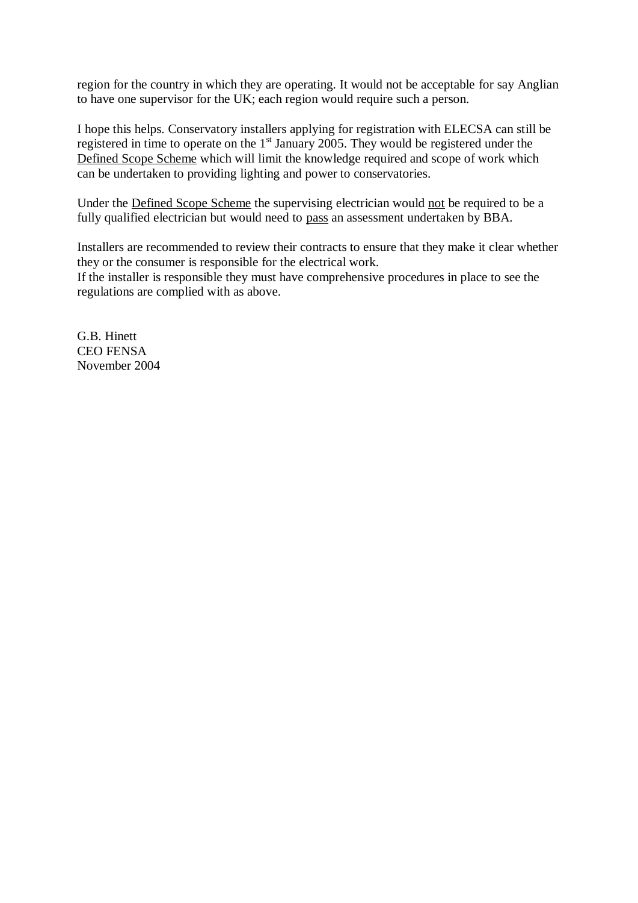region for the country in which they are operating. It would not be acceptable for say Anglian to have one supervisor for the UK; each region would require such a person.

I hope this helps. Conservatory installers applying for registration with ELECSA can still be registered in time to operate on the 1st January 2005. They would be registered under the Defined Scope Scheme which will limit the knowledge required and scope of work which can be undertaken to providing lighting and power to conservatories.

Under the Defined Scope Scheme the supervising electrician would not be required to be a fully qualified electrician but would need to pass an assessment undertaken by BBA.

Installers are recommended to review their contracts to ensure that they make it clear whether they or the consumer is responsible for the electrical work.
If the installer is responsible they must have comprehensive procedures in place to see the regulations are complied with as above.

G.B. Hinett
CEO FENSA
November 2004